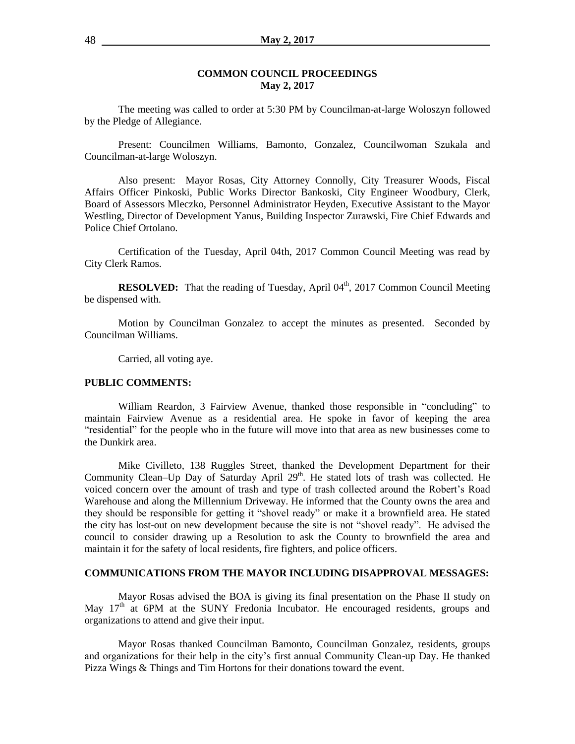## COMMON COUNCIL PROCEEDINGS
## May 2, 2017

The meeting was called to order at 5:30 PM by Councilman-at-large Woloszyn followed by the Pledge of Allegiance.

Present: Councilmen Williams, Bamonto, Gonzalez, Councilwoman Szukala and Councilman-at-large Woloszyn.

Also present: Mayor Rosas, City Attorney Connolly, City Treasurer Woods, Fiscal Affairs Officer Pinkoski, Public Works Director Bankoski, City Engineer Woodbury, Clerk, Board of Assessors Mleczko, Personnel Administrator Heyden, Executive Assistant to the Mayor Westling, Director of Development Yanus, Building Inspector Zurawski, Fire Chief Edwards and Police Chief Ortolano.

Certification of the Tuesday, April 04th, 2017 Common Council Meeting was read by City Clerk Ramos.

**RESOLVED:** That the reading of Tuesday, April 04th, 2017 Common Council Meeting be dispensed with.

Motion by Councilman Gonzalez to accept the minutes as presented. Seconded by Councilman Williams.

Carried, all voting aye.

**PUBLIC COMMENTS:**

William Reardon, 3 Fairview Avenue, thanked those responsible in "concluding" to maintain Fairview Avenue as a residential area. He spoke in favor of keeping the area "residential" for the people who in the future will move into that area as new businesses come to the Dunkirk area.

Mike Civilleto, 138 Ruggles Street, thanked the Development Department for their Community Clean–Up Day of Saturday April 29th. He stated lots of trash was collected. He voiced concern over the amount of trash and type of trash collected around the Robert's Road Warehouse and along the Millennium Driveway. He informed that the County owns the area and they should be responsible for getting it "shovel ready" or make it a brownfield area. He stated the city has lost-out on new development because the site is not "shovel ready". He advised the council to consider drawing up a Resolution to ask the County to brownfield the area and maintain it for the safety of local residents, fire fighters, and police officers.

**COMMUNICATIONS FROM THE MAYOR INCLUDING DISAPPROVAL MESSAGES:**

Mayor Rosas advised the BOA is giving its final presentation on the Phase II study on May 17th at 6PM at the SUNY Fredonia Incubator. He encouraged residents, groups and organizations to attend and give their input.

Mayor Rosas thanked Councilman Bamonto, Councilman Gonzalez, residents, groups and organizations for their help in the city's first annual Community Clean-up Day. He thanked Pizza Wings & Things and Tim Hortons for their donations toward the event.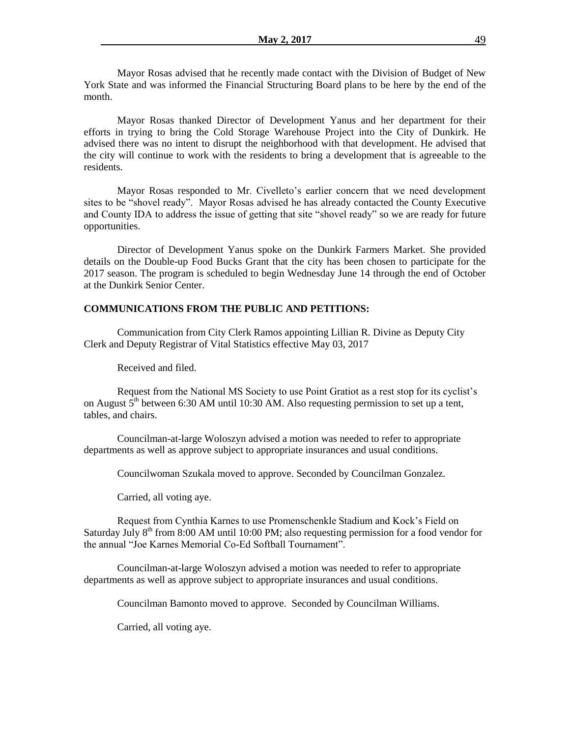Mayor Rosas advised that he recently made contact with the Division of Budget of New York State and was informed the Financial Structuring Board plans to be here by the end of the month.

Mayor Rosas thanked Director of Development Yanus and her department for their efforts in trying to bring the Cold Storage Warehouse Project into the City of Dunkirk. He advised there was no intent to disrupt the neighborhood with that development. He advised that the city will continue to work with the residents to bring a development that is agreeable to the residents.

Mayor Rosas responded to Mr. Civelleto's earlier concern that we need development sites to be "shovel ready". Mayor Rosas advised he has already contacted the County Executive and County IDA to address the issue of getting that site "shovel ready" so we are ready for future opportunities.

Director of Development Yanus spoke on the Dunkirk Farmers Market. She provided details on the Double-up Food Bucks Grant that the city has been chosen to participate for the 2017 season. The program is scheduled to begin Wednesday June 14 through the end of October at the Dunkirk Senior Center.

**COMMUNICATIONS FROM THE PUBLIC AND PETITIONS:**

Communication from City Clerk Ramos appointing Lillian R. Divine as Deputy City Clerk and Deputy Registrar of Vital Statistics effective May 03, 2017

Received and filed.

Request from the National MS Society to use Point Gratiot as a rest stop for its cyclist's on August 5th between 6:30 AM until 10:30 AM. Also requesting permission to set up a tent, tables, and chairs.

Councilman-at-large Woloszyn advised a motion was needed to refer to appropriate departments as well as approve subject to appropriate insurances and usual conditions.

Councilwoman Szukala moved to approve. Seconded by Councilman Gonzalez.

Carried, all voting aye.

Request from Cynthia Karnes to use Promenschenkle Stadium and Kock's Field on Saturday July 8th from 8:00 AM until 10:00 PM; also requesting permission for a food vendor for the annual "Joe Karnes Memorial Co-Ed Softball Tournament".

Councilman-at-large Woloszyn advised a motion was needed to refer to appropriate departments as well as approve subject to appropriate insurances and usual conditions.

Councilman Bamonto moved to approve. Seconded by Councilman Williams.

Carried, all voting aye.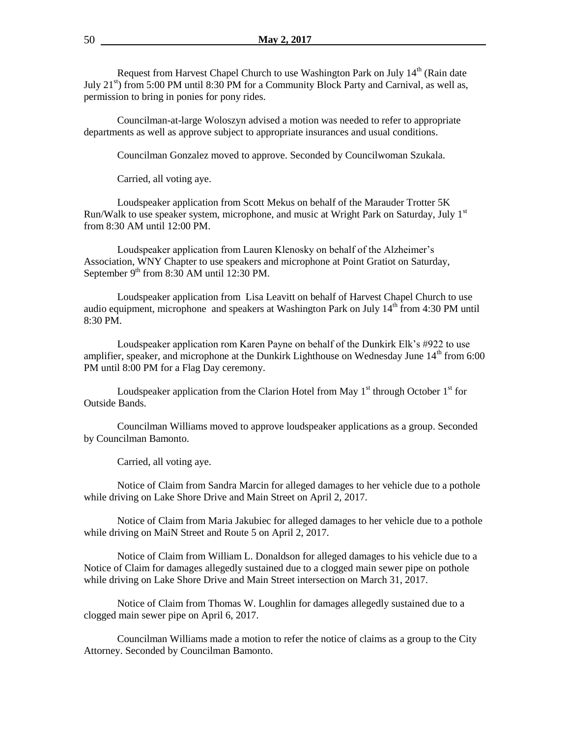Request from Harvest Chapel Church to use Washington Park on July 14th (Rain date July 21st) from 5:00 PM until 8:30 PM for a Community Block Party and Carnival, as well as, permission to bring in ponies for pony rides.

Councilman-at-large Woloszyn advised a motion was needed to refer to appropriate departments as well as approve subject to appropriate insurances and usual conditions.

Councilman Gonzalez moved to approve. Seconded by Councilwoman Szukala.

Carried, all voting aye.

Loudspeaker application from Scott Mekus on behalf of the Marauder Trotter 5K Run/Walk to use speaker system, microphone, and music at Wright Park on Saturday, July 1st from 8:30 AM until 12:00 PM.

Loudspeaker application from Lauren Klenosky on behalf of the Alzheimer's Association, WNY Chapter to use speakers and microphone at Point Gratiot on Saturday, September 9th from 8:30 AM until 12:30 PM.

Loudspeaker application from Lisa Leavitt on behalf of Harvest Chapel Church to use audio equipment, microphone and speakers at Washington Park on July 14th from 4:30 PM until 8:30 PM.

Loudspeaker application rom Karen Payne on behalf of the Dunkirk Elk's #922 to use amplifier, speaker, and microphone at the Dunkirk Lighthouse on Wednesday June 14th from 6:00 PM until 8:00 PM for a Flag Day ceremony.

Loudspeaker application from the Clarion Hotel from May 1st through October 1st for Outside Bands.

Councilman Williams moved to approve loudspeaker applications as a group. Seconded by Councilman Bamonto.

Carried, all voting aye.

Notice of Claim from Sandra Marcin for alleged damages to her vehicle due to a pothole while driving on Lake Shore Drive and Main Street on April 2, 2017.

Notice of Claim from Maria Jakubiec for alleged damages to her vehicle due to a pothole while driving on MaiN Street and Route 5 on April 2, 2017.

Notice of Claim from William L. Donaldson for alleged damages to his vehicle due to a Notice of Claim for damages allegedly sustained due to a clogged main sewer pipe on pothole while driving on Lake Shore Drive and Main Street intersection on March 31, 2017.

Notice of Claim from Thomas W. Loughlin for damages allegedly sustained due to a clogged main sewer pipe on April 6, 2017.

Councilman Williams made a motion to refer the notice of claims as a group to the City Attorney. Seconded by Councilman Bamonto.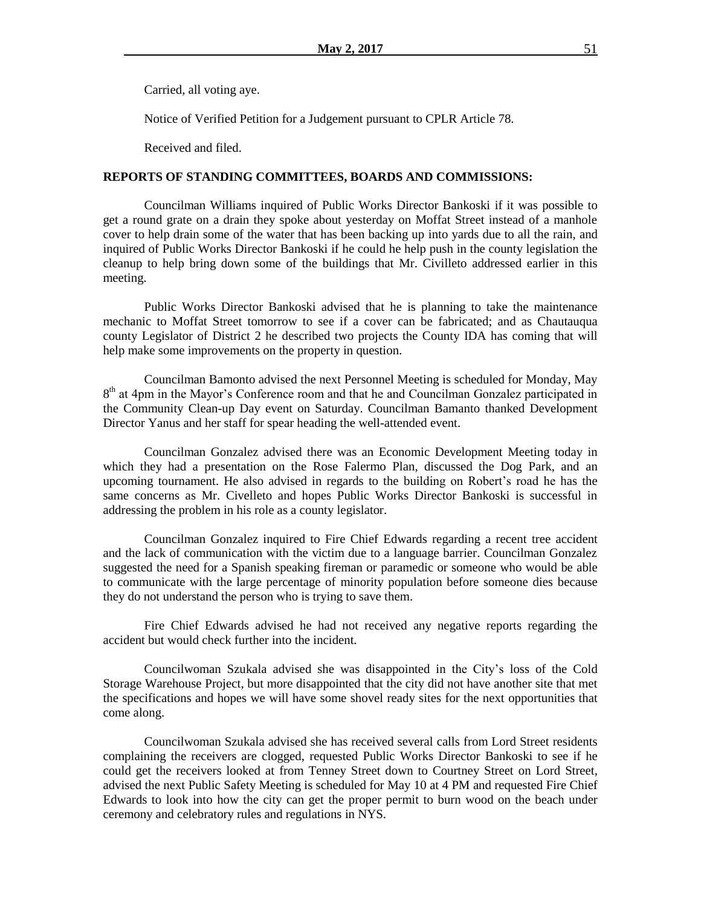Carried, all voting aye.

Notice of Verified Petition for a Judgement pursuant to CPLR Article 78.

Received and filed.

**REPORTS OF STANDING COMMITTEES, BOARDS AND COMMISSIONS:**

Councilman Williams inquired of Public Works Director Bankoski if it was possible to get a round grate on a drain they spoke about yesterday on Moffat Street instead of a manhole cover to help drain some of the water that has been backing up into yards due to all the rain, and inquired of Public Works Director Bankoski if he could he help push in the county legislation the cleanup to help bring down some of the buildings that Mr. Civilleto addressed earlier in this meeting.

Public Works Director Bankoski advised that he is planning to take the maintenance mechanic to Moffat Street tomorrow to see if a cover can be fabricated; and as Chautauqua county Legislator of District 2 he described two projects the County IDA has coming that will help make some improvements on the property in question.

Councilman Bamonto advised the next Personnel Meeting is scheduled for Monday, May 8th at 4pm in the Mayor's Conference room and that he and Councilman Gonzalez participated in the Community Clean-up Day event on Saturday. Councilman Bamanto thanked Development Director Yanus and her staff for spear heading the well-attended event.

Councilman Gonzalez advised there was an Economic Development Meeting today in which they had a presentation on the Rose Falermo Plan, discussed the Dog Park, and an upcoming tournament. He also advised in regards to the building on Robert's road he has the same concerns as Mr. Civelleto and hopes Public Works Director Bankoski is successful in addressing the problem in his role as a county legislator.

Councilman Gonzalez inquired to Fire Chief Edwards regarding a recent tree accident and the lack of communication with the victim due to a language barrier. Councilman Gonzalez suggested the need for a Spanish speaking fireman or paramedic or someone who would be able to communicate with the large percentage of minority population before someone dies because they do not understand the person who is trying to save them.

Fire Chief Edwards advised he had not received any negative reports regarding the accident but would check further into the incident.

Councilwoman Szukala advised she was disappointed in the City's loss of the Cold Storage Warehouse Project, but more disappointed that the city did not have another site that met the specifications and hopes we will have some shovel ready sites for the next opportunities that come along.

Councilwoman Szukala advised she has received several calls from Lord Street residents complaining the receivers are clogged, requested Public Works Director Bankoski to see if he could get the receivers looked at from Tenney Street down to Courtney Street on Lord Street, advised the next Public Safety Meeting is scheduled for May 10 at 4 PM and requested Fire Chief Edwards to look into how the city can get the proper permit to burn wood on the beach under ceremony and celebratory rules and regulations in NYS.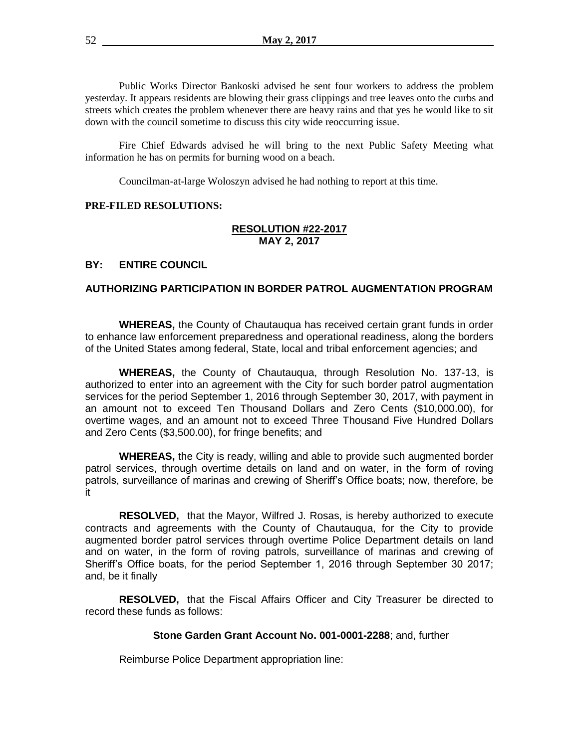Public Works Director Bankoski advised he sent four workers to address the problem yesterday. It appears residents are blowing their grass clippings and tree leaves onto the curbs and streets which creates the problem whenever there are heavy rains and that yes he would like to sit down with the council sometime to discuss this city wide reoccurring issue.

Fire Chief Edwards advised he will bring to the next Public Safety Meeting what information he has on permits for burning wood on a beach.

Councilman-at-large Woloszyn advised he had nothing to report at this time.

**PRE-FILED RESOLUTIONS:**

**RESOLUTION #22-2017**
**MAY 2, 2017**

**BY: ENTIRE COUNCIL**

**AUTHORIZING PARTICIPATION IN BORDER PATROL AUGMENTATION PROGRAM**

**WHEREAS,** the County of Chautauqua has received certain grant funds in order to enhance law enforcement preparedness and operational readiness, along the borders of the United States among federal, State, local and tribal enforcement agencies; and

**WHEREAS,** the County of Chautauqua, through Resolution No. 137-13, is authorized to enter into an agreement with the City for such border patrol augmentation services for the period September 1, 2016 through September 30, 2017, with payment in an amount not to exceed Ten Thousand Dollars and Zero Cents ($10,000.00), for overtime wages, and an amount not to exceed Three Thousand Five Hundred Dollars and Zero Cents ($3,500.00), for fringe benefits; and

**WHEREAS,** the City is ready, willing and able to provide such augmented border patrol services, through overtime details on land and on water, in the form of roving patrols, surveillance of marinas and crewing of Sheriff's Office boats; now, therefore, be it

**RESOLVED,** that the Mayor, Wilfred J. Rosas, is hereby authorized to execute contracts and agreements with the County of Chautauqua, for the City to provide augmented border patrol services through overtime Police Department details on land and on water, in the form of roving patrols, surveillance of marinas and crewing of Sheriff's Office boats, for the period September 1, 2016 through September 30 2017; and, be it finally

**RESOLVED,** that the Fiscal Affairs Officer and City Treasurer be directed to record these funds as follows:

**Stone Garden Grant Account No. 001-0001-2288**; and, further

Reimburse Police Department appropriation line: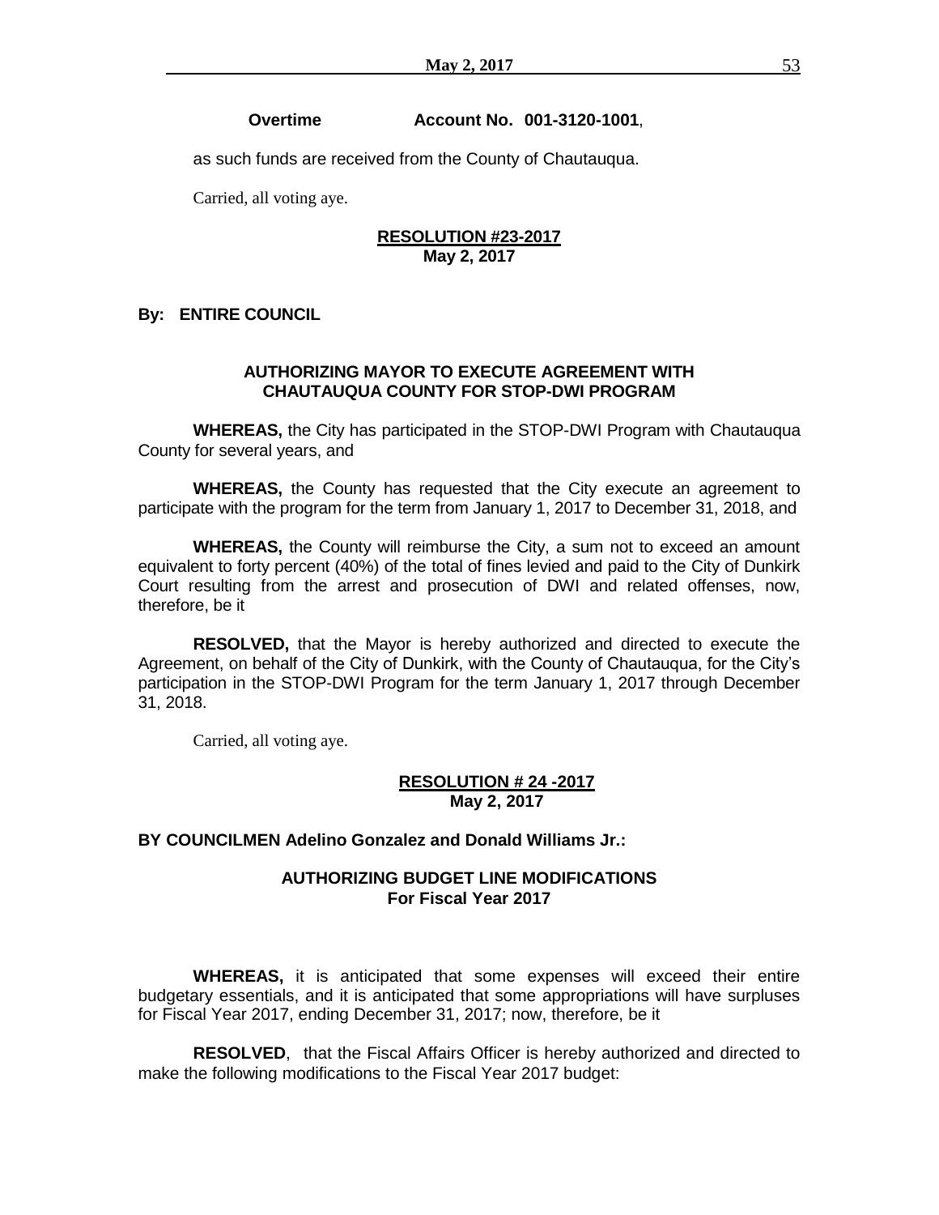**Overtime Account No. 001-3120-1001**,

as such funds are received from the County of Chautauqua.

Carried, all voting aye.

**RESOLUTION #23-2017**
**May 2, 2017**

**By: ENTIRE COUNCIL**

**AUTHORIZING MAYOR TO EXECUTE AGREEMENT WITH CHAUTAUQUA COUNTY FOR STOP-DWI PROGRAM**

**WHEREAS,** the City has participated in the STOP-DWI Program with Chautauqua County for several years, and

**WHEREAS,** the County has requested that the City execute an agreement to participate with the program for the term from January 1, 2017 to December 31, 2018, and

**WHEREAS,** the County will reimburse the City, a sum not to exceed an amount equivalent to forty percent (40%) of the total of fines levied and paid to the City of Dunkirk Court resulting from the arrest and prosecution of DWI and related offenses, now, therefore, be it

**RESOLVED,** that the Mayor is hereby authorized and directed to execute the Agreement, on behalf of the City of Dunkirk, with the County of Chautauqua, for the City's participation in the STOP-DWI Program for the term January 1, 2017 through December 31, 2018.

Carried, all voting aye.

**RESOLUTION # 24 -2017**
**May 2, 2017**

**BY COUNCILMEN Adelino Gonzalez and Donald Williams Jr.:**

**AUTHORIZING BUDGET LINE MODIFICATIONS**
**For Fiscal Year 2017**

**WHEREAS,** it is anticipated that some expenses will exceed their entire budgetary essentials, and it is anticipated that some appropriations will have surpluses for Fiscal Year 2017, ending December 31, 2017; now, therefore, be it

**RESOLVED**, that the Fiscal Affairs Officer is hereby authorized and directed to make the following modifications to the Fiscal Year 2017 budget: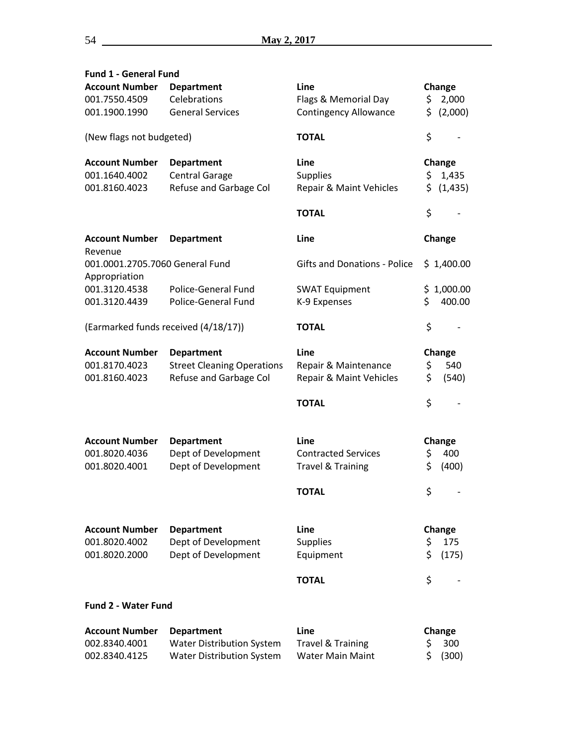**Fund 1 - General Fund**

| Account Number | Department | Line | Change |
|---|---|---|---|
| 001.7550.4509 | Celebrations | Flags & Memorial Day | $ 2,000 |
| 001.1900.1990 | General Services | Contingency Allowance | $ (2,000) |
| (New flags not budgeted) | | **TOTAL** | $ - |

| Account Number | Department | Line | Change |
|---|---|---|---|
| 001.1640.4002 | Central Garage | Supplies | $ 1,435 |
| 001.8160.4023 | Refuse and Garbage Col | Repair & Maint Vehicles | $ (1,435) |
| | | **TOTAL** | $ - |

| Account Number | Department | Line | Change |
|---|---|---|---|
| Revenue | | | |
| 001.0001.2705.7060 | General Fund | Gifts and Donations - Police | $ 1,400.00 |
| Appropriation | | | |
| 001.3120.4538 | Police-General Fund | SWAT Equipment | $ 1,000.00 |
| 001.3120.4439 | Police-General Fund | K-9 Expenses | $ 400.00 |
| (Earmarked funds received (4/18/17)) | | **TOTAL** | $ - |

| Account Number | Department | Line | Change |
|---|---|---|---|
| 001.8170.4023 | Street Cleaning Operations | Repair & Maintenance | $ 540 |
| 001.8160.4023 | Refuse and Garbage Col | Repair & Maint Vehicles | $ (540) |
| | | **TOTAL** | $ - |

| Account Number | Department | Line | Change |
|---|---|---|---|
| 001.8020.4036 | Dept of Development | Contracted Services | $ 400 |
| 001.8020.4001 | Dept of Development | Travel & Training | $ (400) |
| | | **TOTAL** | $ - |

| Account Number | Department | Line | Change |
|---|---|---|---|
| 001.8020.4002 | Dept of Development | Supplies | $ 175 |
| 001.8020.2000 | Dept of Development | Equipment | $ (175) |
| | | **TOTAL** | $ - |

**Fund 2 - Water Fund**

| Account Number | Department | Line | Change |
|---|---|---|---|
| 002.8340.4001 | Water Distribution System | Travel & Training | $ 300 |
| 002.8340.4125 | Water Distribution System | Water Main Maint | $ (300) |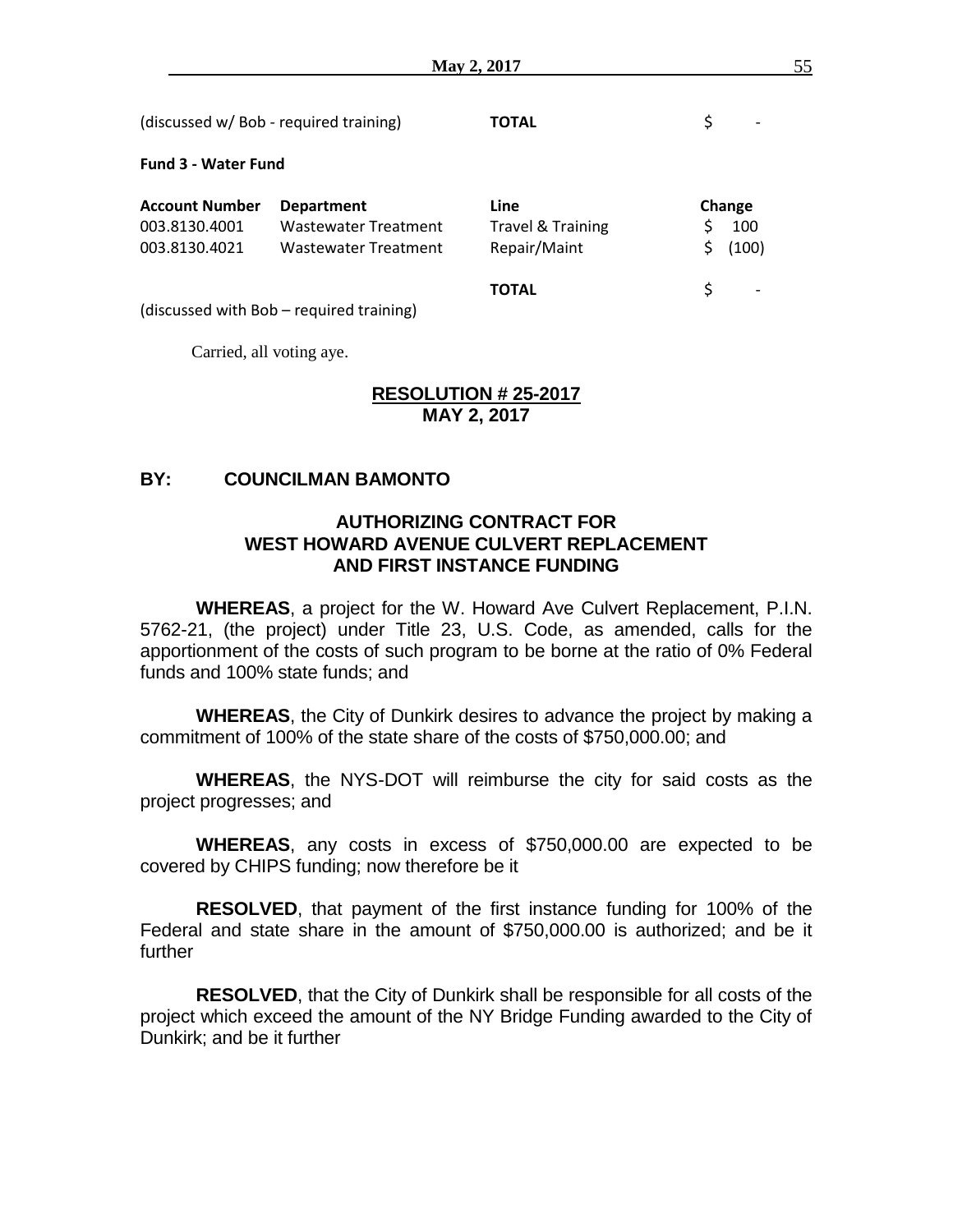(discussed w/ Bob - required training) **TOTAL** $ -

**Fund 3 - Water Fund**

| Account Number | Department | Line | Change |
|---|---|---|---|
| 003.8130.4001 | Wastewater Treatment | Travel & Training | $ 100 |
| 003.8130.4021 | Wastewater Treatment | Repair/Maint | $ (100) |
| | | **TOTAL** | $ - |

(discussed with Bob – required training)

Carried, all voting aye.

**RESOLUTION # 25-2017**
**MAY 2, 2017**

**BY: COUNCILMAN BAMONTO**

**AUTHORIZING CONTRACT FOR WEST HOWARD AVENUE CULVERT REPLACEMENT AND FIRST INSTANCE FUNDING**

**WHEREAS**, a project for the W. Howard Ave Culvert Replacement, P.I.N. 5762-21, (the project) under Title 23, U.S. Code, as amended, calls for the apportionment of the costs of such program to be borne at the ratio of 0% Federal funds and 100% state funds; and

**WHEREAS**, the City of Dunkirk desires to advance the project by making a commitment of 100% of the state share of the costs of $750,000.00; and

**WHEREAS**, the NYS-DOT will reimburse the city for said costs as the project progresses; and

**WHEREAS**, any costs in excess of $750,000.00 are expected to be covered by CHIPS funding; now therefore be it

**RESOLVED**, that payment of the first instance funding for 100% of the Federal and state share in the amount of $750,000.00 is authorized; and be it further

**RESOLVED**, that the City of Dunkirk shall be responsible for all costs of the project which exceed the amount of the NY Bridge Funding awarded to the City of Dunkirk; and be it further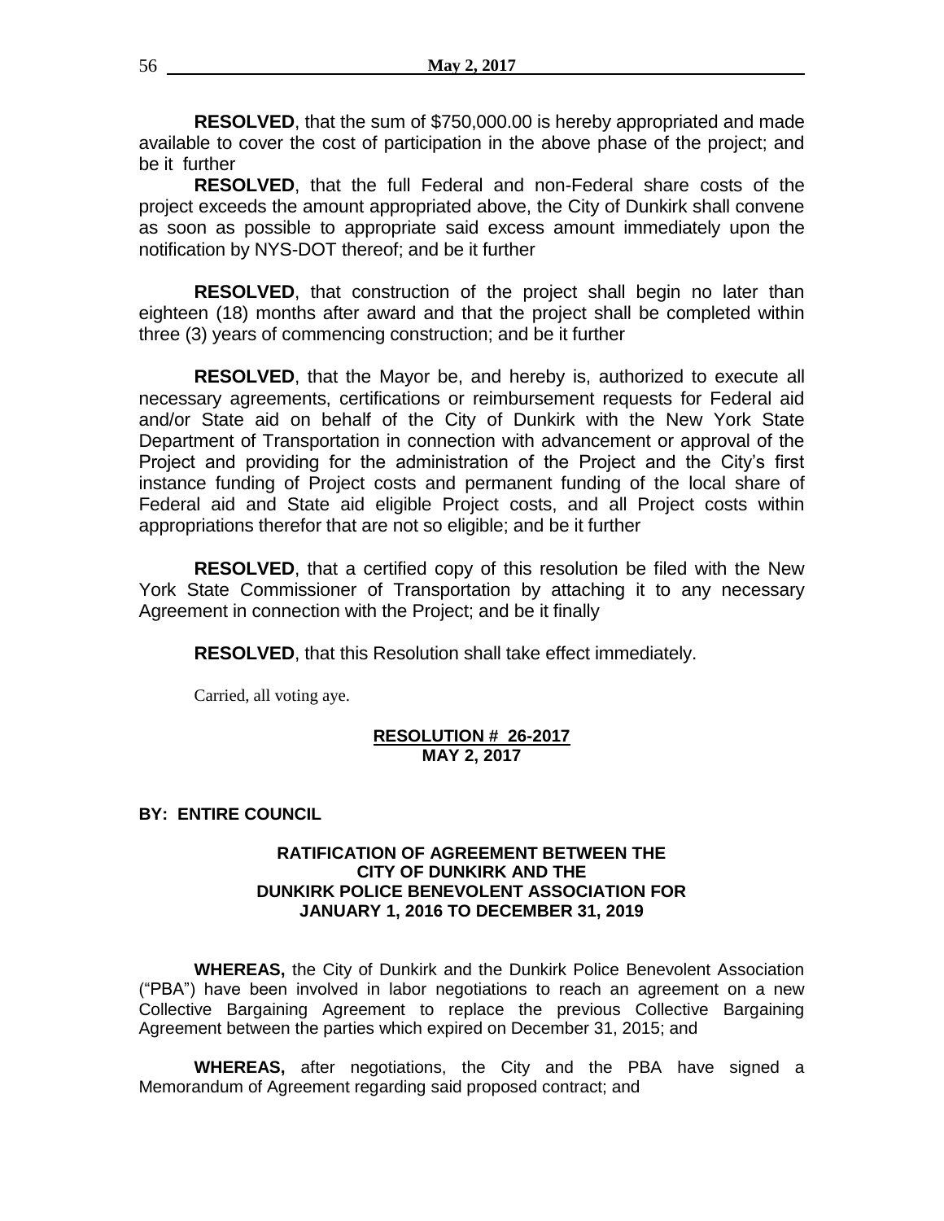**RESOLVED**, that the sum of $750,000.00 is hereby appropriated and made available to cover the cost of participation in the above phase of the project; and be it further

**RESOLVED**, that the full Federal and non-Federal share costs of the project exceeds the amount appropriated above, the City of Dunkirk shall convene as soon as possible to appropriate said excess amount immediately upon the notification by NYS-DOT thereof; and be it further

**RESOLVED**, that construction of the project shall begin no later than eighteen (18) months after award and that the project shall be completed within three (3) years of commencing construction; and be it further

**RESOLVED**, that the Mayor be, and hereby is, authorized to execute all necessary agreements, certifications or reimbursement requests for Federal aid and/or State aid on behalf of the City of Dunkirk with the New York State Department of Transportation in connection with advancement or approval of the Project and providing for the administration of the Project and the City's first instance funding of Project costs and permanent funding of the local share of Federal aid and State aid eligible Project costs, and all Project costs within appropriations therefor that are not so eligible; and be it further

**RESOLVED**, that a certified copy of this resolution be filed with the New York State Commissioner of Transportation by attaching it to any necessary Agreement in connection with the Project; and be it finally

**RESOLVED**, that this Resolution shall take effect immediately.

Carried, all voting aye.

**RESOLUTION # 26-2017**
**MAY 2, 2017**

**BY: ENTIRE COUNCIL**

**RATIFICATION OF AGREEMENT BETWEEN THE CITY OF DUNKIRK AND THE DUNKIRK POLICE BENEVOLENT ASSOCIATION FOR JANUARY 1, 2016 TO DECEMBER 31, 2019**

**WHEREAS,** the City of Dunkirk and the Dunkirk Police Benevolent Association ("PBA") have been involved in labor negotiations to reach an agreement on a new Collective Bargaining Agreement to replace the previous Collective Bargaining Agreement between the parties which expired on December 31, 2015; and

**WHEREAS,** after negotiations, the City and the PBA have signed a Memorandum of Agreement regarding said proposed contract; and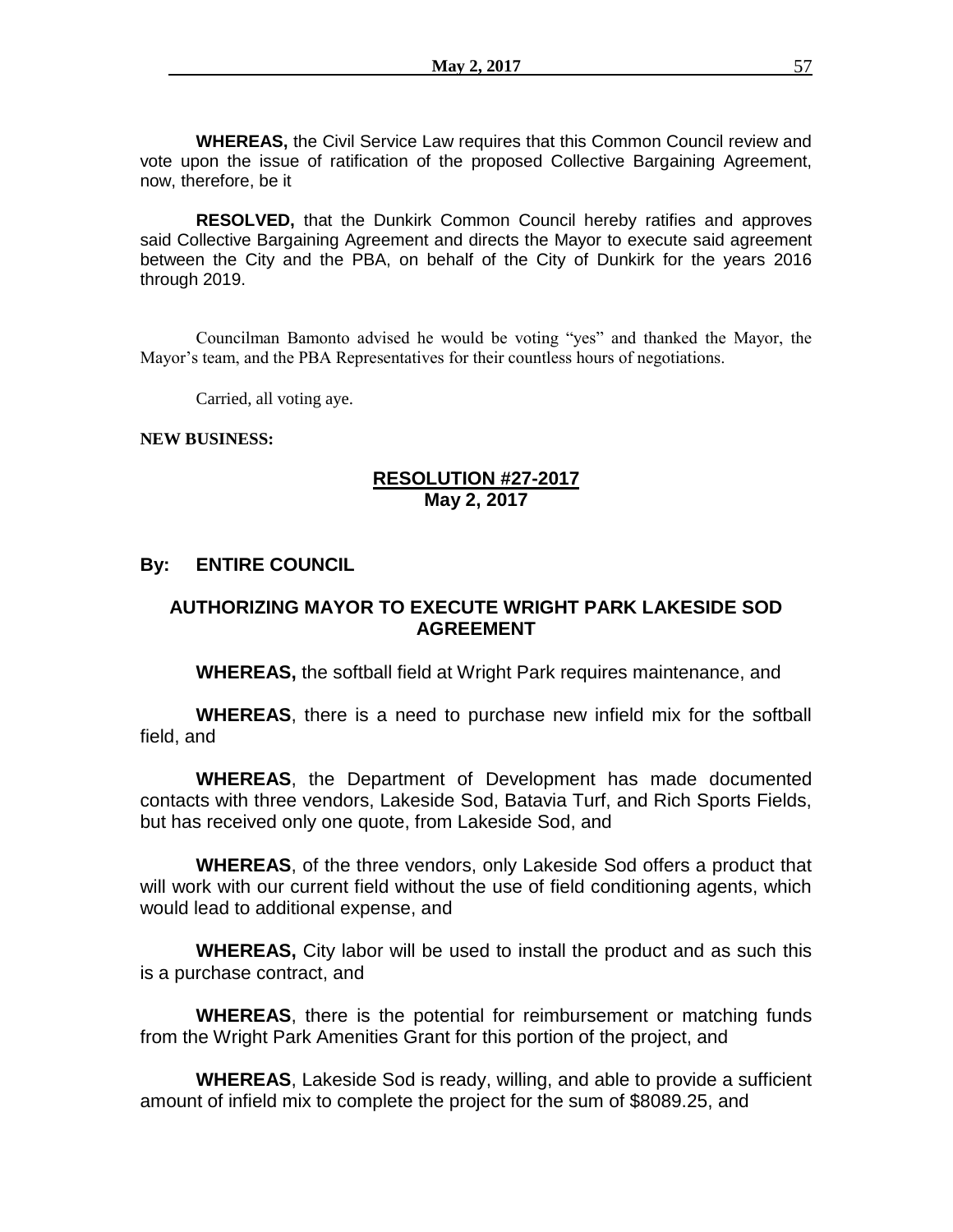**WHEREAS,** the Civil Service Law requires that this Common Council review and vote upon the issue of ratification of the proposed Collective Bargaining Agreement, now, therefore, be it

**RESOLVED,** that the Dunkirk Common Council hereby ratifies and approves said Collective Bargaining Agreement and directs the Mayor to execute said agreement between the City and the PBA, on behalf of the City of Dunkirk for the years 2016 through 2019.

Councilman Bamonto advised he would be voting "yes" and thanked the Mayor, the Mayor's team, and the PBA Representatives for their countless hours of negotiations.

Carried, all voting aye.

**NEW BUSINESS:**

**RESOLUTION #27-2017**
**May 2, 2017**

**By: ENTIRE COUNCIL**

**AUTHORIZING MAYOR TO EXECUTE WRIGHT PARK LAKESIDE SOD AGREEMENT**

**WHEREAS,** the softball field at Wright Park requires maintenance, and

**WHEREAS**, there is a need to purchase new infield mix for the softball field, and

**WHEREAS**, the Department of Development has made documented contacts with three vendors, Lakeside Sod, Batavia Turf, and Rich Sports Fields, but has received only one quote, from Lakeside Sod, and

**WHEREAS**, of the three vendors, only Lakeside Sod offers a product that will work with our current field without the use of field conditioning agents, which would lead to additional expense, and

**WHEREAS,** City labor will be used to install the product and as such this is a purchase contract, and

**WHEREAS**, there is the potential for reimbursement or matching funds from the Wright Park Amenities Grant for this portion of the project, and

**WHEREAS**, Lakeside Sod is ready, willing, and able to provide a sufficient amount of infield mix to complete the project for the sum of $8089.25, and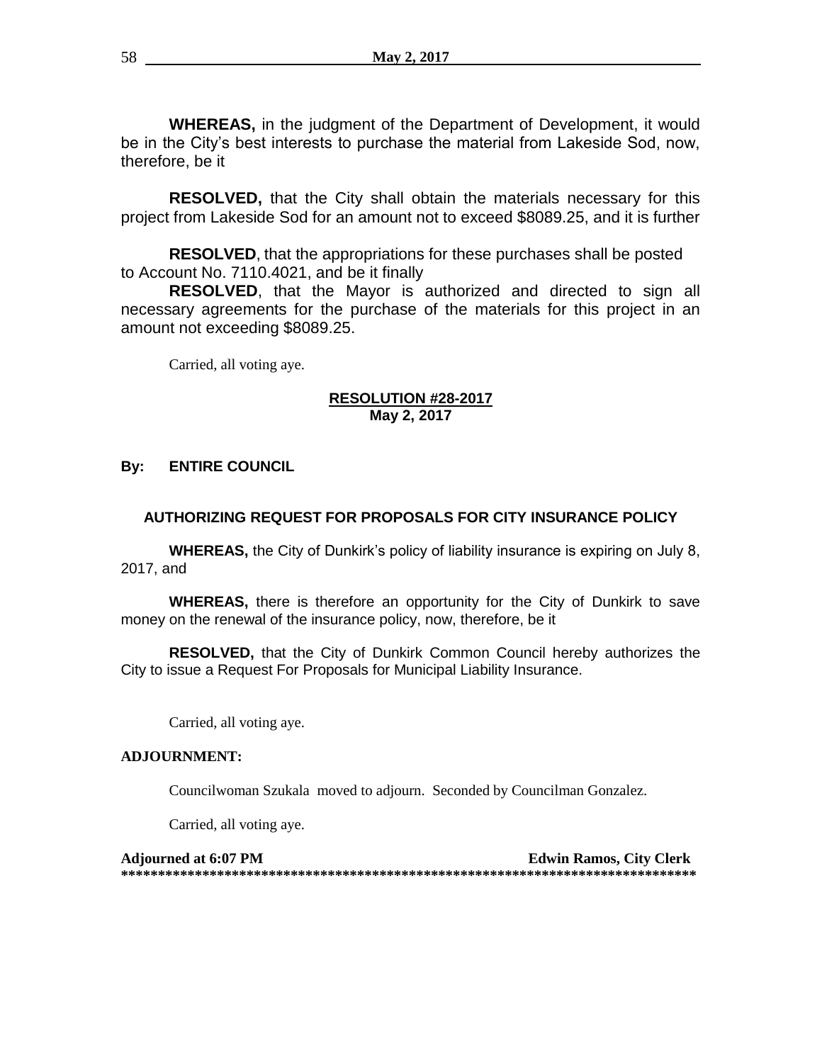**WHEREAS,** in the judgment of the Department of Development, it would be in the City's best interests to purchase the material from Lakeside Sod, now, therefore, be it

**RESOLVED,** that the City shall obtain the materials necessary for this project from Lakeside Sod for an amount not to exceed $8089.25, and it is further

**RESOLVED**, that the appropriations for these purchases shall be posted to Account No. 7110.4021, and be it finally

**RESOLVED**, that the Mayor is authorized and directed to sign all necessary agreements for the purchase of the materials for this project in an amount not exceeding $8089.25.

Carried, all voting aye.

**RESOLUTION #28-2017**
**May 2, 2017**

**By: ENTIRE COUNCIL**

**AUTHORIZING REQUEST FOR PROPOSALS FOR CITY INSURANCE POLICY**

**WHEREAS,** the City of Dunkirk's policy of liability insurance is expiring on July 8, 2017, and

**WHEREAS,** there is therefore an opportunity for the City of Dunkirk to save money on the renewal of the insurance policy, now, therefore, be it

**RESOLVED,** that the City of Dunkirk Common Council hereby authorizes the City to issue a Request For Proposals for Municipal Liability Insurance.

Carried, all voting aye.

**ADJOURNMENT:**

Councilwoman Szukala moved to adjourn. Seconded by Councilman Gonzalez.

Carried, all voting aye.

**Adjourned at 6:07 PM** **Edwin Ramos, City Clerk**

********************************************************************************